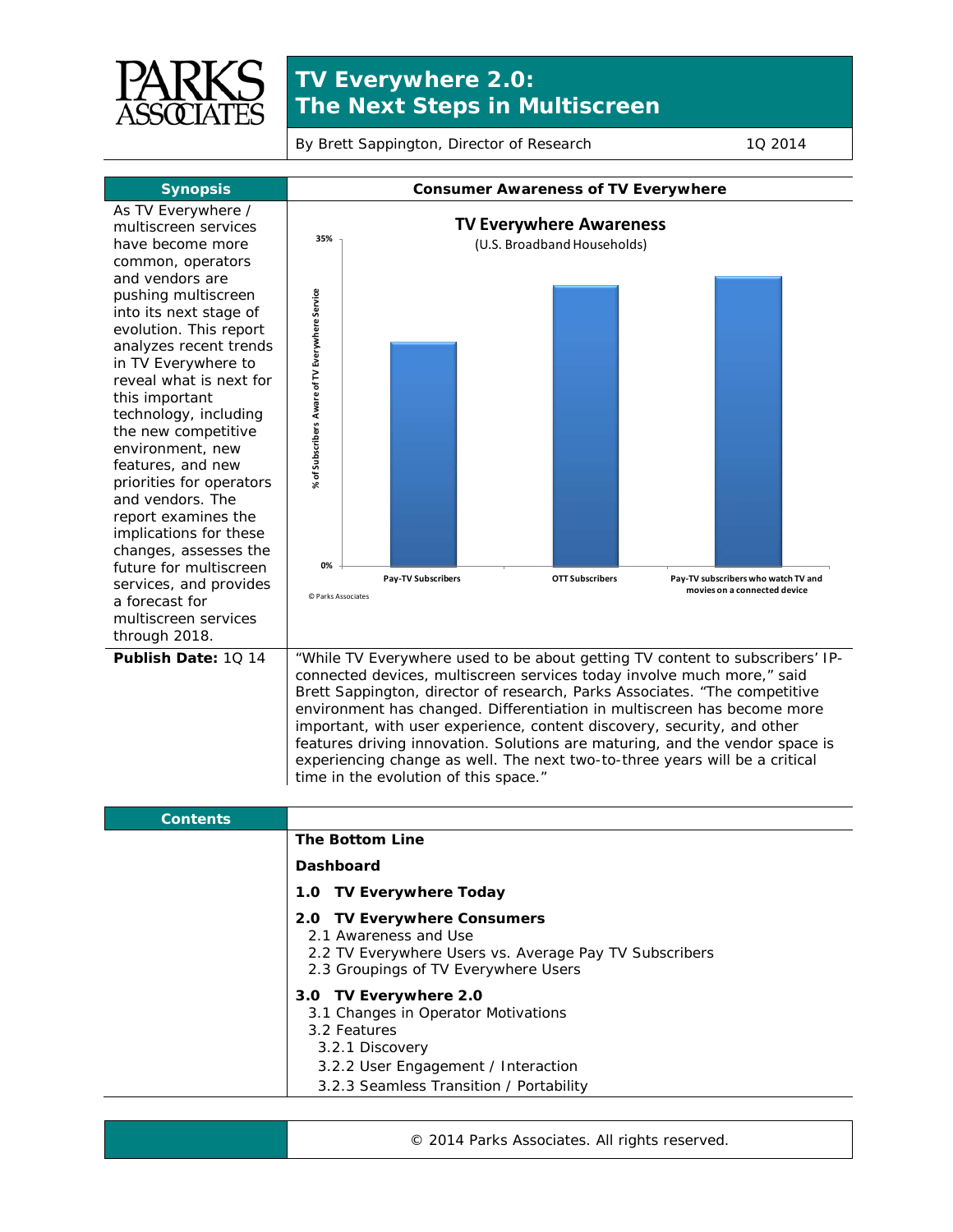# TV Everywhere 2.0: The Next Steps in Multiscreen

By Brett Sappington, Director of Research — 1Q 2014

## Synopsis

As TV Everywhere / multiscreen services have become more common, operators and vendors are pushing multiscreen into its next stage of evolution. This report analyzes recent trends in TV Everywhere to reveal what is next for this important technology, including the new competitive environment, new features, and new priorities for operators and vendors. The report examines the implications for these changes, assesses the future for multiscreen services, and provides a forecast for multiscreen services through 2018.

**Publish Date:** 1Q 14

## Consumer Awareness of TV Everywhere

**TV Everywhere Awareness**
(U.S. Broadband Households)

Y-axis: % of Subscribers Aware of TV Everywhere Service (0% – 35%)

Categories: Pay-TV Subscribers; OTT Subscribers; Pay-TV subscribers who watch TV and movies on a connected device

© Parks Associates

"While TV Everywhere used to be about getting TV content to subscribers' IP-connected devices, multiscreen services today involve much more," said Brett Sappington, director of research, Parks Associates. "The competitive environment has changed. Differentiation in multiscreen has become more important, with user experience, content discovery, security, and other features driving innovation. Solutions are maturing, and the vendor space is experiencing change as well. The next two-to-three years will be a critical time in the evolution of this space."

## Contents

**The Bottom Line**

**Dashboard**

**1.0 TV Everywhere Today**

**2.0 TV Everywhere Consumers**
- 2.1 Awareness and Use
- 2.2 TV Everywhere Users vs. Average Pay TV Subscribers
- 2.3 Groupings of TV Everywhere Users

**3.0 TV Everywhere 2.0**
- 3.1 Changes in Operator Motivations
- 3.2 Features
  - 3.2.1 Discovery
  - 3.2.2 User Engagement / Interaction
  - 3.2.3 Seamless Transition / Portability

© 2014 Parks Associates. All rights reserved.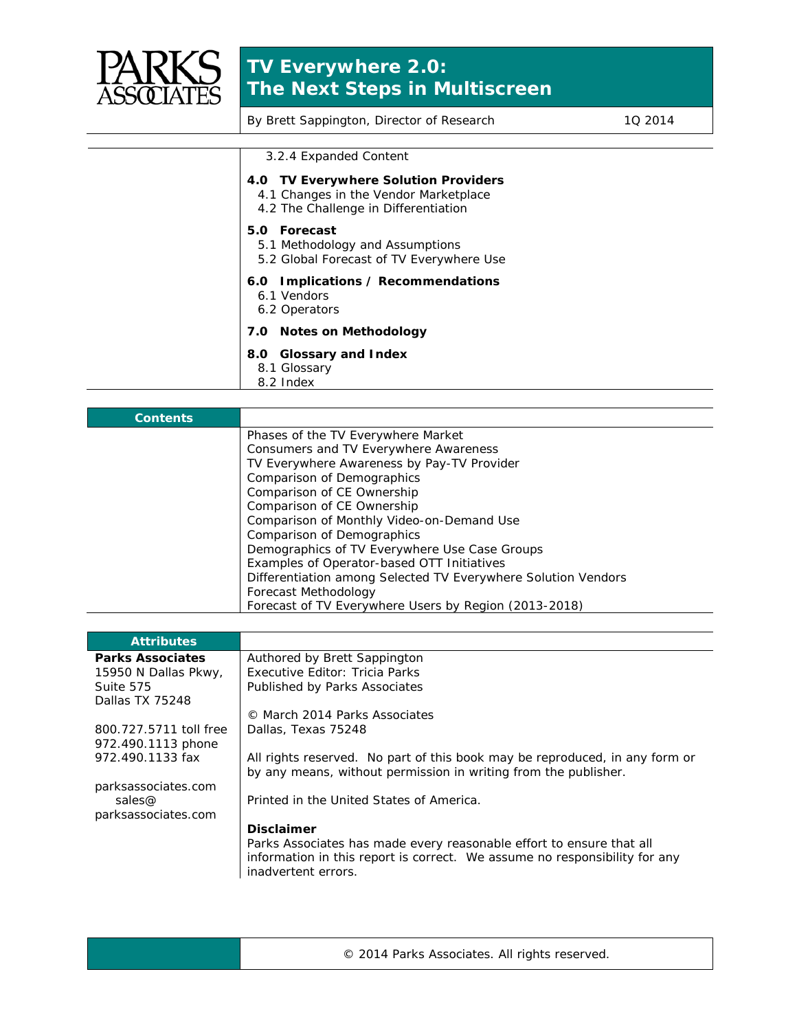# TV Everywhere 2.0: The Next Steps in Multiscreen

By Brett Sappington, Director of Research — 1Q 2014

3.2.4 Expanded Content

**4.0 TV Everywhere Solution Providers**
- 4.1 Changes in the Vendor Marketplace
- 4.2 The Challenge in Differentiation

**5.0 Forecast**
- 5.1 Methodology and Assumptions
- 5.2 Global Forecast of TV Everywhere Use

**6.0 Implications / Recommendations**
- 6.1 Vendors
- 6.2 Operators

**7.0 Notes on Methodology**

**8.0 Glossary and Index**
- 8.1 Glossary
- 8.2 Index

## Contents

Phases of the TV Everywhere Market
Consumers and TV Everywhere Awareness
TV Everywhere Awareness by Pay-TV Provider
Comparison of Demographics
Comparison of CE Ownership
Comparison of CE Ownership
Comparison of Monthly Video-on-Demand Use
Comparison of Demographics
Demographics of TV Everywhere Use Case Groups
Examples of Operator-based OTT Initiatives
Differentiation among Selected TV Everywhere Solution Vendors
Forecast Methodology
Forecast of TV Everywhere Users by Region (2013-2018)

## Attributes

**Parks Associates**
15950 N Dallas Pkwy,
Suite 575
Dallas TX 75248

800.727.5711 toll free
972.490.1113 phone
972.490.1133 fax

parksassociates.com
sales@parksassociates.com

Authored by Brett Sappington
Executive Editor: Tricia Parks
Published by Parks Associates

© March 2014 Parks Associates
Dallas, Texas 75248

All rights reserved. No part of this book may be reproduced, in any form or by any means, without permission in writing from the publisher.

Printed in the United States of America.

**Disclaimer**
Parks Associates has made every reasonable effort to ensure that all information in this report is correct. We assume no responsibility for any inadvertent errors.

© 2014 Parks Associates. All rights reserved.